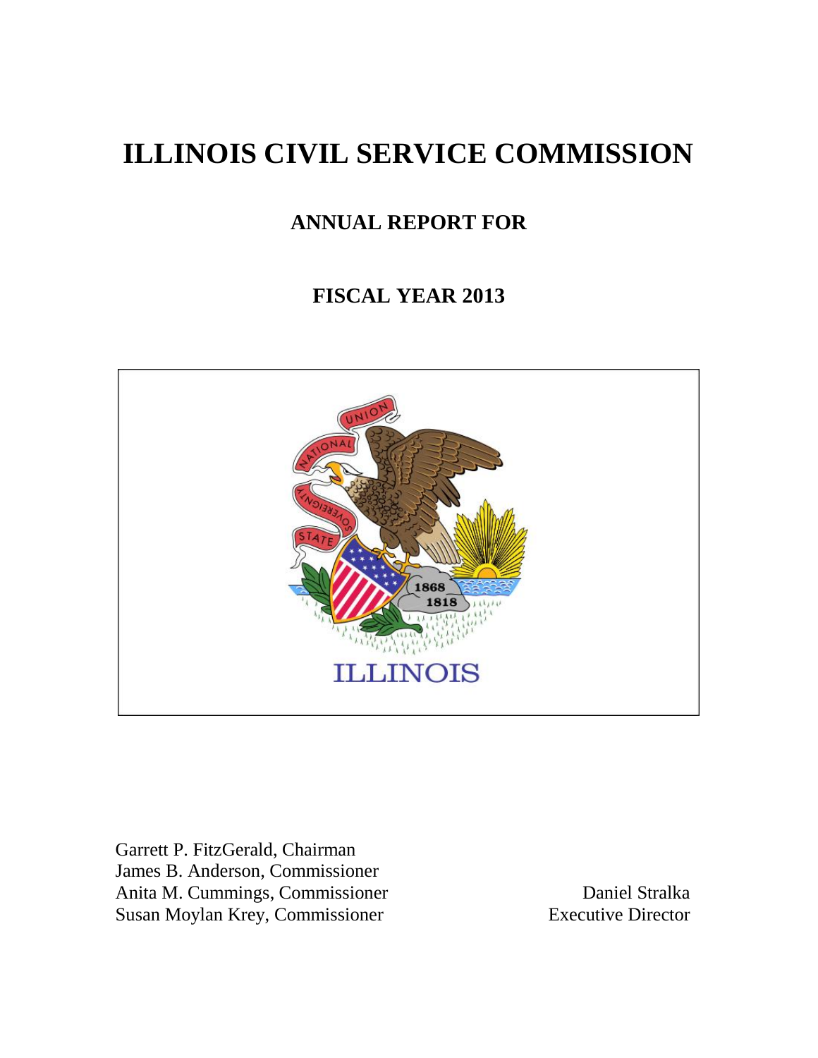# ILLINOIS CIVIL SERVICE COMMISSION

## ANNUAL REPORT FOR

## FISCAL YEAR 2013

Garrett P. FitzGerald, Chairman
James B. Anderson, Commissioner
Anita M. Cummings, Commissioner
Susan Moylan Krey, Commissioner

Daniel Stralka
Executive Director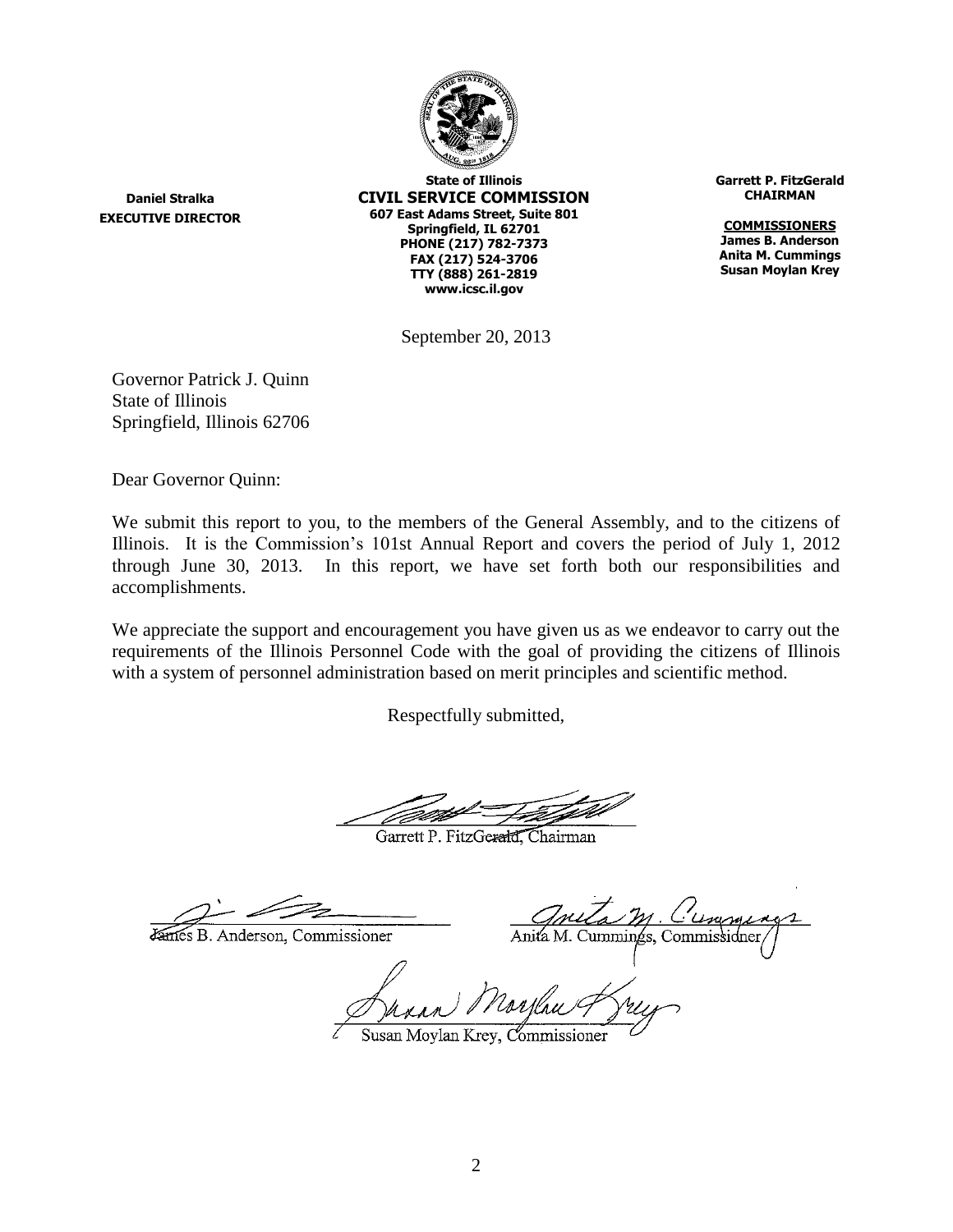**Daniel Stralka**
**EXECUTIVE DIRECTOR**

**State of Illinois**
**CIVIL SERVICE COMMISSION**
**607 East Adams Street, Suite 801**
**Springfield, IL 62701**
**PHONE (217) 782-7373**
**FAX (217) 524-3706**
**TTY (888) 261-2819**
**www.icsc.il.gov**

**Garrett P. FitzGerald**
**CHAIRMAN**

**COMMISSIONERS**
**James B. Anderson**
**Anita M. Cummings**
**Susan Moylan Krey**

September 20, 2013

Governor Patrick J. Quinn
State of Illinois
Springfield, Illinois 62706

Dear Governor Quinn:

We submit this report to you, to the members of the General Assembly, and to the citizens of Illinois. It is the Commission's 101st Annual Report and covers the period of July 1, 2012 through June 30, 2013. In this report, we have set forth both our responsibilities and accomplishments.

We appreciate the support and encouragement you have given us as we endeavor to carry out the requirements of the Illinois Personnel Code with the goal of providing the citizens of Illinois with a system of personnel administration based on merit principles and scientific method.

Respectfully submitted,

Garrett P. FitzGerald, Chairman

James B. Anderson, Commissioner

Anita M. Cummings, Commissioner

Susan Moylan Krey, Commissioner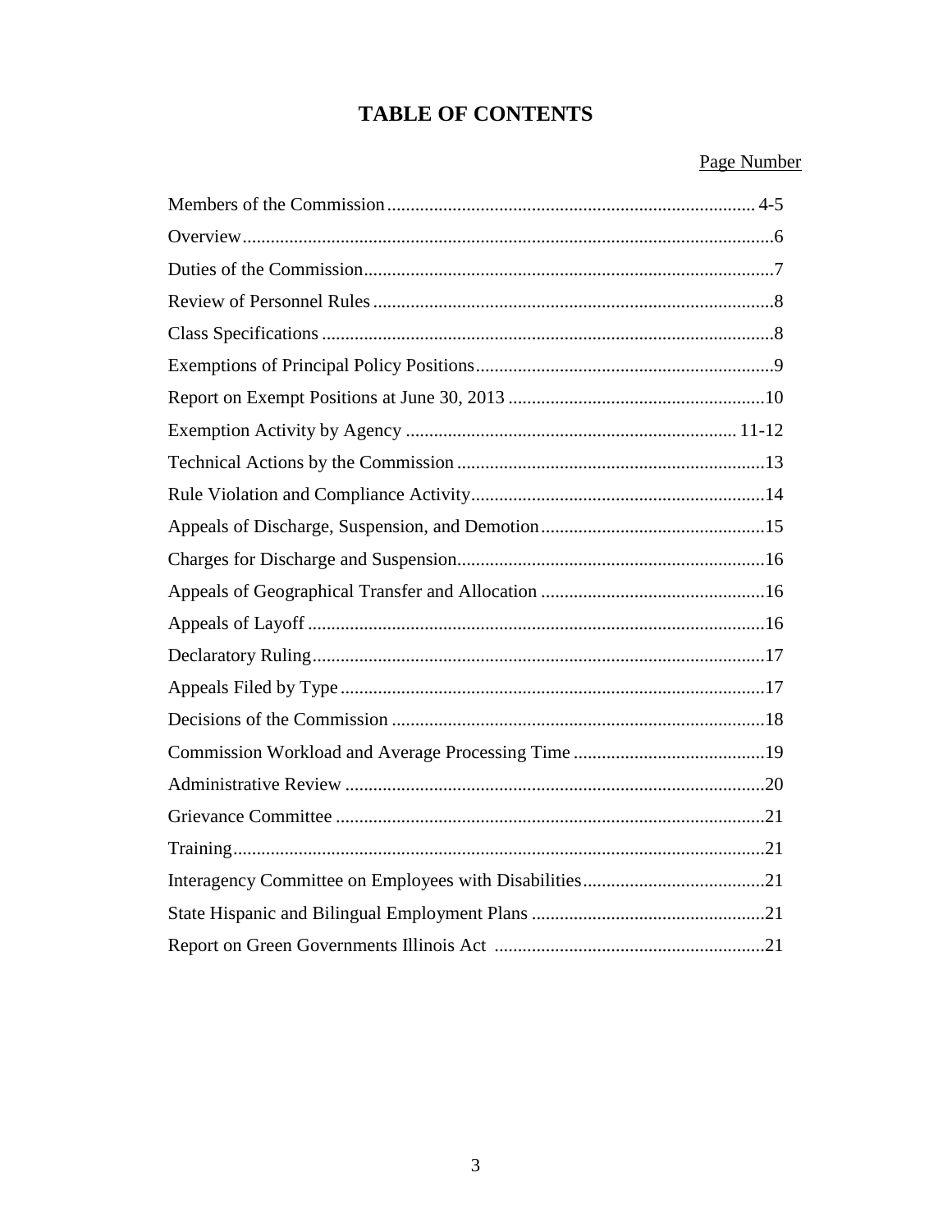# TABLE OF CONTENTS

| | Page Number |
|---|---|
| Members of the Commission | 4-5 |
| Overview | 6 |
| Duties of the Commission | 7 |
| Review of Personnel Rules | 8 |
| Class Specifications | 8 |
| Exemptions of Principal Policy Positions | 9 |
| Report on Exempt Positions at June 30, 2013 | 10 |
| Exemption Activity by Agency | 11-12 |
| Technical Actions by the Commission | 13 |
| Rule Violation and Compliance Activity | 14 |
| Appeals of Discharge, Suspension, and Demotion | 15 |
| Charges for Discharge and Suspension | 16 |
| Appeals of Geographical Transfer and Allocation | 16 |
| Appeals of Layoff | 16 |
| Declaratory Ruling | 17 |
| Appeals Filed by Type | 17 |
| Decisions of the Commission | 18 |
| Commission Workload and Average Processing Time | 19 |
| Administrative Review | 20 |
| Grievance Committee | 21 |
| Training | 21 |
| Interagency Committee on Employees with Disabilities | 21 |
| State Hispanic and Bilingual Employment Plans | 21 |
| Report on Green Governments Illinois Act | 21 |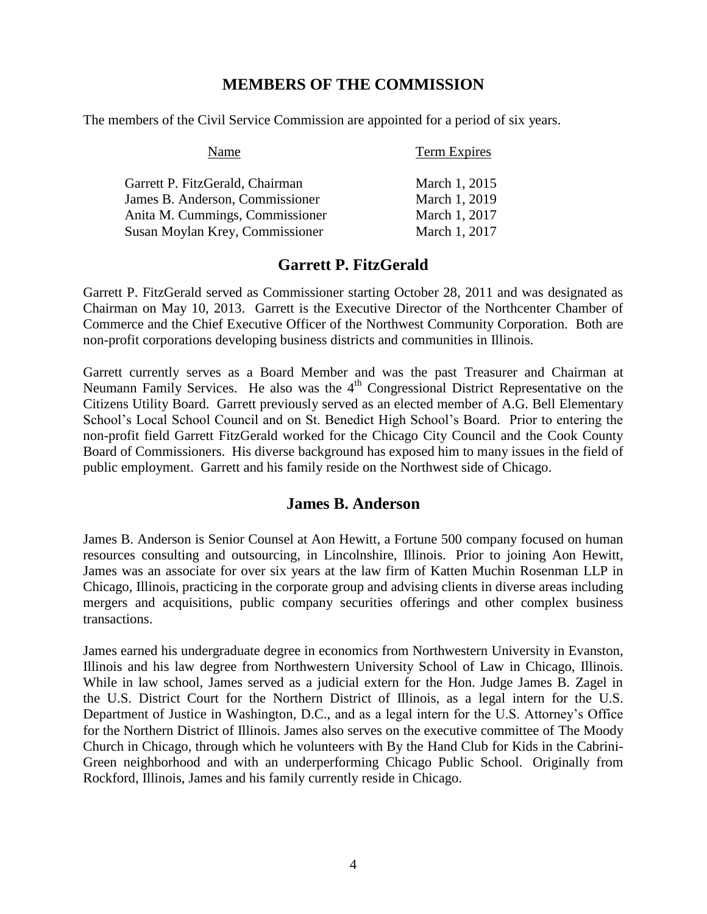## MEMBERS OF THE COMMISSION

The members of the Civil Service Commission are appointed for a period of six years.

| Name | Term Expires |
| --- | --- |
| Garrett P. FitzGerald, Chairman | March 1, 2015 |
| James B. Anderson, Commissioner | March 1, 2019 |
| Anita M. Cummings, Commissioner | March 1, 2017 |
| Susan Moylan Krey, Commissioner | March 1, 2017 |

## Garrett P. FitzGerald

Garrett P. FitzGerald served as Commissioner starting October 28, 2011 and was designated as Chairman on May 10, 2013. Garrett is the Executive Director of the Northcenter Chamber of Commerce and the Chief Executive Officer of the Northwest Community Corporation. Both are non-profit corporations developing business districts and communities in Illinois.

Garrett currently serves as a Board Member and was the past Treasurer and Chairman at Neumann Family Services. He also was the 4th Congressional District Representative on the Citizens Utility Board. Garrett previously served as an elected member of A.G. Bell Elementary School's Local School Council and on St. Benedict High School's Board. Prior to entering the non-profit field Garrett FitzGerald worked for the Chicago City Council and the Cook County Board of Commissioners. His diverse background has exposed him to many issues in the field of public employment. Garrett and his family reside on the Northwest side of Chicago.

## James B. Anderson

James B. Anderson is Senior Counsel at Aon Hewitt, a Fortune 500 company focused on human resources consulting and outsourcing, in Lincolnshire, Illinois. Prior to joining Aon Hewitt, James was an associate for over six years at the law firm of Katten Muchin Rosenman LLP in Chicago, Illinois, practicing in the corporate group and advising clients in diverse areas including mergers and acquisitions, public company securities offerings and other complex business transactions.

James earned his undergraduate degree in economics from Northwestern University in Evanston, Illinois and his law degree from Northwestern University School of Law in Chicago, Illinois. While in law school, James served as a judicial extern for the Hon. Judge James B. Zagel in the U.S. District Court for the Northern District of Illinois, as a legal intern for the U.S. Department of Justice in Washington, D.C., and as a legal intern for the U.S. Attorney's Office for the Northern District of Illinois. James also serves on the executive committee of The Moody Church in Chicago, through which he volunteers with By the Hand Club for Kids in the Cabrini-Green neighborhood and with an underperforming Chicago Public School. Originally from Rockford, Illinois, James and his family currently reside in Chicago.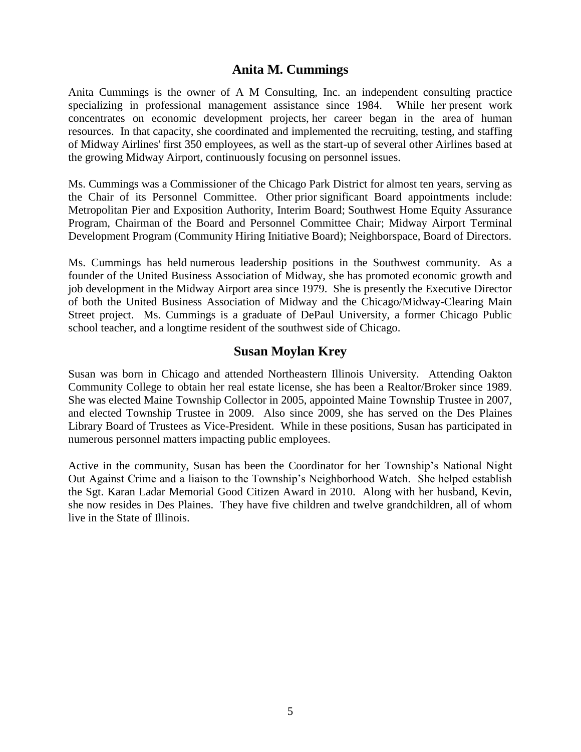## Anita M. Cummings

Anita Cummings is the owner of A M Consulting, Inc. an independent consulting practice specializing in professional management assistance since 1984. While her present work concentrates on economic development projects, her career began in the area of human resources. In that capacity, she coordinated and implemented the recruiting, testing, and staffing of Midway Airlines' first 350 employees, as well as the start-up of several other Airlines based at the growing Midway Airport, continuously focusing on personnel issues.

Ms. Cummings was a Commissioner of the Chicago Park District for almost ten years, serving as the Chair of its Personnel Committee. Other prior significant Board appointments include: Metropolitan Pier and Exposition Authority, Interim Board; Southwest Home Equity Assurance Program, Chairman of the Board and Personnel Committee Chair; Midway Airport Terminal Development Program (Community Hiring Initiative Board); Neighborspace, Board of Directors.

Ms. Cummings has held numerous leadership positions in the Southwest community. As a founder of the United Business Association of Midway, she has promoted economic growth and job development in the Midway Airport area since 1979. She is presently the Executive Director of both the United Business Association of Midway and the Chicago/Midway-Clearing Main Street project. Ms. Cummings is a graduate of DePaul University, a former Chicago Public school teacher, and a longtime resident of the southwest side of Chicago.

## Susan Moylan Krey

Susan was born in Chicago and attended Northeastern Illinois University. Attending Oakton Community College to obtain her real estate license, she has been a Realtor/Broker since 1989. She was elected Maine Township Collector in 2005, appointed Maine Township Trustee in 2007, and elected Township Trustee in 2009. Also since 2009, she has served on the Des Plaines Library Board of Trustees as Vice-President. While in these positions, Susan has participated in numerous personnel matters impacting public employees.

Active in the community, Susan has been the Coordinator for her Township's National Night Out Against Crime and a liaison to the Township's Neighborhood Watch. She helped establish the Sgt. Karan Ladar Memorial Good Citizen Award in 2010. Along with her husband, Kevin, she now resides in Des Plaines. They have five children and twelve grandchildren, all of whom live in the State of Illinois.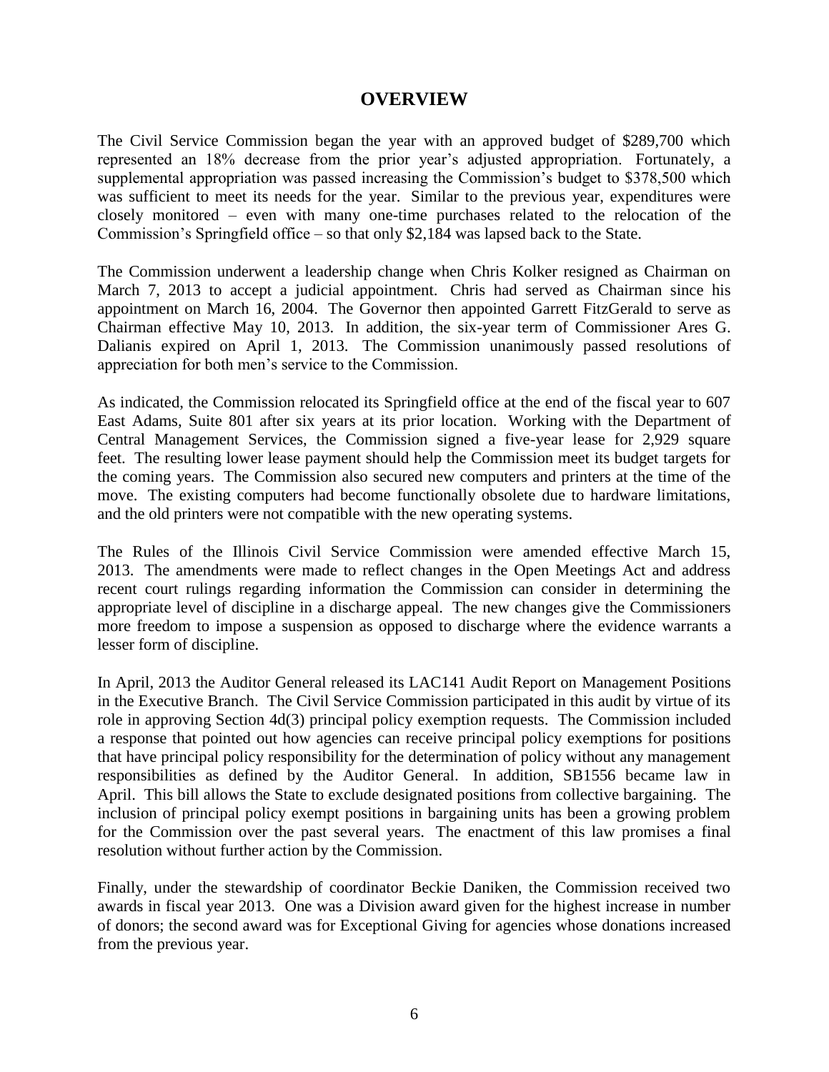# OVERVIEW

The Civil Service Commission began the year with an approved budget of $289,700 which represented an 18% decrease from the prior year's adjusted appropriation. Fortunately, a supplemental appropriation was passed increasing the Commission's budget to $378,500 which was sufficient to meet its needs for the year. Similar to the previous year, expenditures were closely monitored – even with many one-time purchases related to the relocation of the Commission's Springfield office – so that only $2,184 was lapsed back to the State.

The Commission underwent a leadership change when Chris Kolker resigned as Chairman on March 7, 2013 to accept a judicial appointment. Chris had served as Chairman since his appointment on March 16, 2004. The Governor then appointed Garrett FitzGerald to serve as Chairman effective May 10, 2013. In addition, the six-year term of Commissioner Ares G. Dalianis expired on April 1, 2013. The Commission unanimously passed resolutions of appreciation for both men's service to the Commission.

As indicated, the Commission relocated its Springfield office at the end of the fiscal year to 607 East Adams, Suite 801 after six years at its prior location. Working with the Department of Central Management Services, the Commission signed a five-year lease for 2,929 square feet. The resulting lower lease payment should help the Commission meet its budget targets for the coming years. The Commission also secured new computers and printers at the time of the move. The existing computers had become functionally obsolete due to hardware limitations, and the old printers were not compatible with the new operating systems.

The Rules of the Illinois Civil Service Commission were amended effective March 15, 2013. The amendments were made to reflect changes in the Open Meetings Act and address recent court rulings regarding information the Commission can consider in determining the appropriate level of discipline in a discharge appeal. The new changes give the Commissioners more freedom to impose a suspension as opposed to discharge where the evidence warrants a lesser form of discipline.

In April, 2013 the Auditor General released its LAC141 Audit Report on Management Positions in the Executive Branch. The Civil Service Commission participated in this audit by virtue of its role in approving Section 4d(3) principal policy exemption requests. The Commission included a response that pointed out how agencies can receive principal policy exemptions for positions that have principal policy responsibility for the determination of policy without any management responsibilities as defined by the Auditor General. In addition, SB1556 became law in April. This bill allows the State to exclude designated positions from collective bargaining. The inclusion of principal policy exempt positions in bargaining units has been a growing problem for the Commission over the past several years. The enactment of this law promises a final resolution without further action by the Commission.

Finally, under the stewardship of coordinator Beckie Daniken, the Commission received two awards in fiscal year 2013. One was a Division award given for the highest increase in number of donors; the second award was for Exceptional Giving for agencies whose donations increased from the previous year.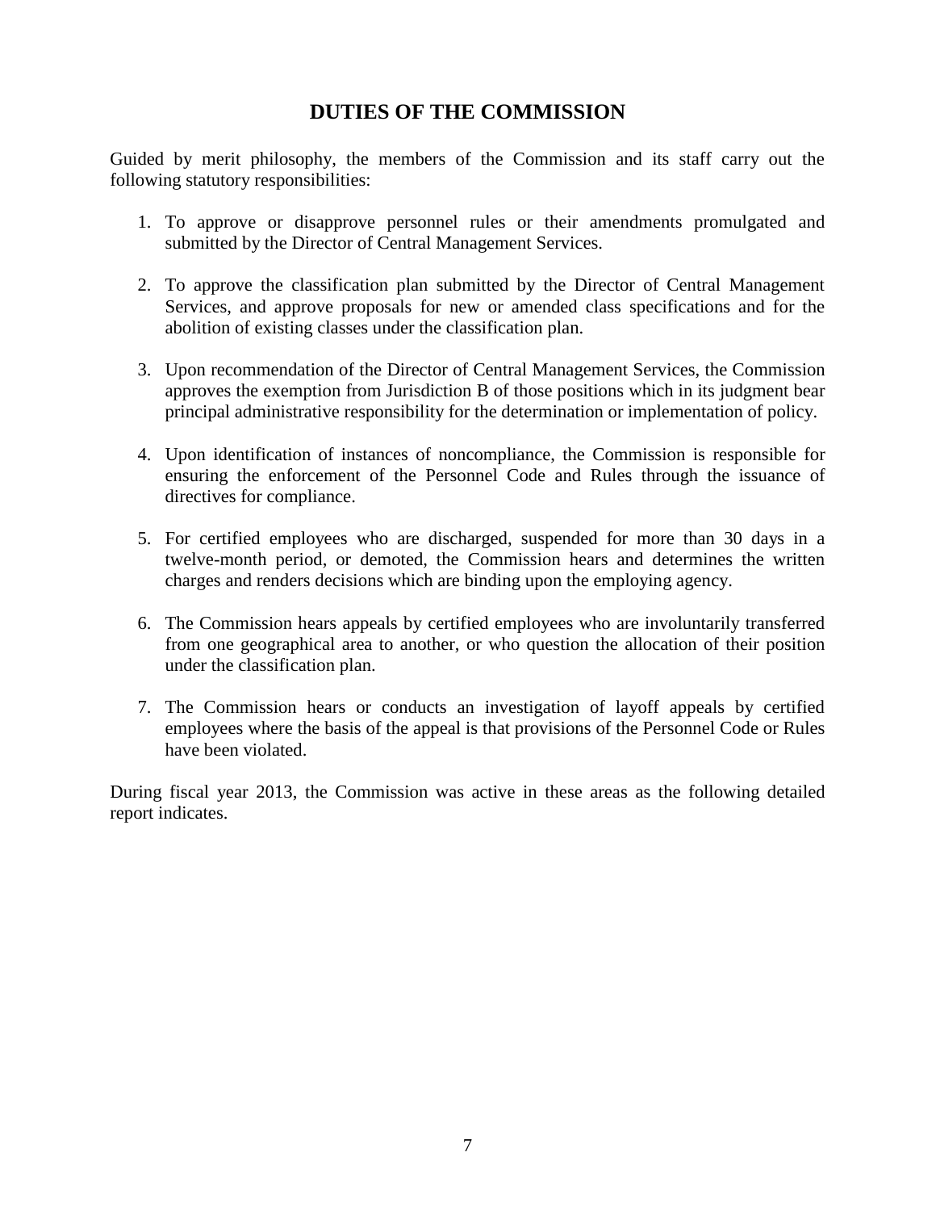## DUTIES OF THE COMMISSION

Guided by merit philosophy, the members of the Commission and its staff carry out the following statutory responsibilities:

1. To approve or disapprove personnel rules or their amendments promulgated and submitted by the Director of Central Management Services.

2. To approve the classification plan submitted by the Director of Central Management Services, and approve proposals for new or amended class specifications and for the abolition of existing classes under the classification plan.

3. Upon recommendation of the Director of Central Management Services, the Commission approves the exemption from Jurisdiction B of those positions which in its judgment bear principal administrative responsibility for the determination or implementation of policy.

4. Upon identification of instances of noncompliance, the Commission is responsible for ensuring the enforcement of the Personnel Code and Rules through the issuance of directives for compliance.

5. For certified employees who are discharged, suspended for more than 30 days in a twelve-month period, or demoted, the Commission hears and determines the written charges and renders decisions which are binding upon the employing agency.

6. The Commission hears appeals by certified employees who are involuntarily transferred from one geographical area to another, or who question the allocation of their position under the classification plan.

7. The Commission hears or conducts an investigation of layoff appeals by certified employees where the basis of the appeal is that provisions of the Personnel Code or Rules have been violated.

During fiscal year 2013, the Commission was active in these areas as the following detailed report indicates.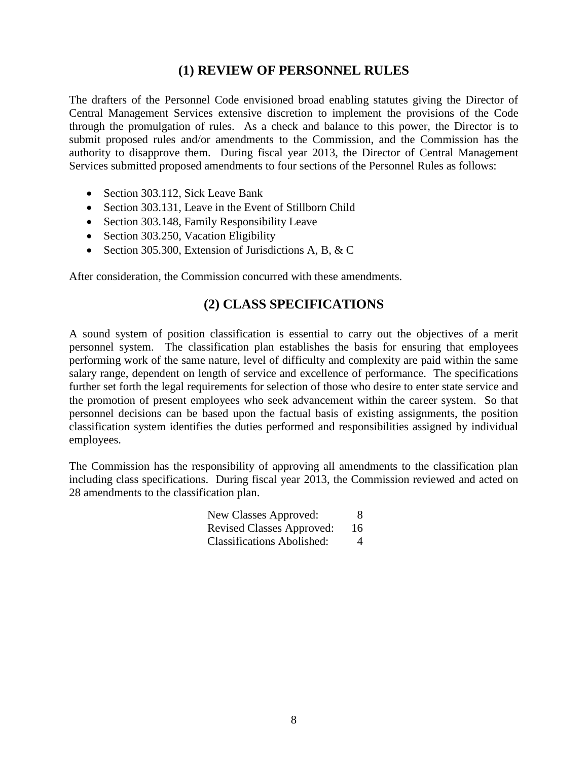## (1) REVIEW OF PERSONNEL RULES

The drafters of the Personnel Code envisioned broad enabling statutes giving the Director of Central Management Services extensive discretion to implement the provisions of the Code through the promulgation of rules. As a check and balance to this power, the Director is to submit proposed rules and/or amendments to the Commission, and the Commission has the authority to disapprove them. During fiscal year 2013, the Director of Central Management Services submitted proposed amendments to four sections of the Personnel Rules as follows:

- Section 303.112, Sick Leave Bank
- Section 303.131, Leave in the Event of Stillborn Child
- Section 303.148, Family Responsibility Leave
- Section 303.250, Vacation Eligibility
- Section 305.300, Extension of Jurisdictions A, B, & C

After consideration, the Commission concurred with these amendments.

## (2) CLASS SPECIFICATIONS

A sound system of position classification is essential to carry out the objectives of a merit personnel system. The classification plan establishes the basis for ensuring that employees performing work of the same nature, level of difficulty and complexity are paid within the same salary range, dependent on length of service and excellence of performance. The specifications further set forth the legal requirements for selection of those who desire to enter state service and the promotion of present employees who seek advancement within the career system. So that personnel decisions can be based upon the factual basis of existing assignments, the position classification system identifies the duties performed and responsibilities assigned by individual employees.

The Commission has the responsibility of approving all amendments to the classification plan including class specifications. During fiscal year 2013, the Commission reviewed and acted on 28 amendments to the classification plan.

| | |
|---|---|
| New Classes Approved: | 8 |
| Revised Classes Approved: | 16 |
| Classifications Abolished: | 4 |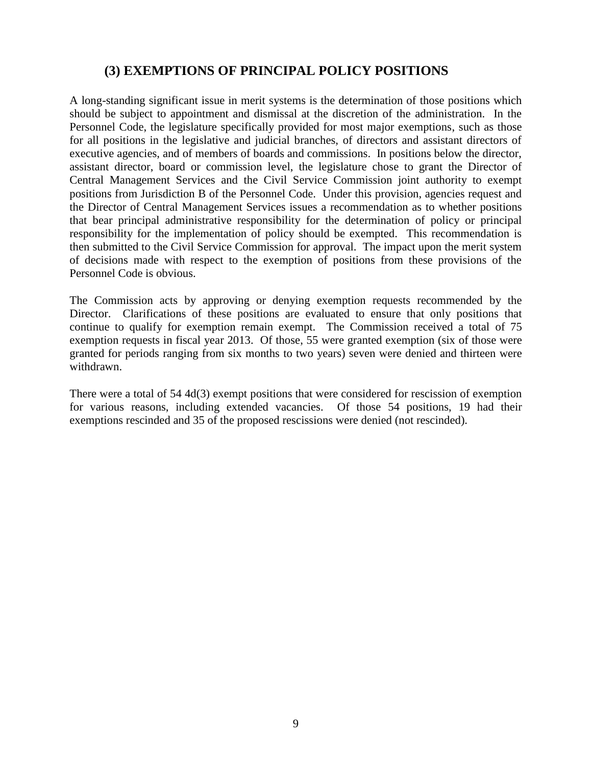## (3) EXEMPTIONS OF PRINCIPAL POLICY POSITIONS

A long-standing significant issue in merit systems is the determination of those positions which should be subject to appointment and dismissal at the discretion of the administration. In the Personnel Code, the legislature specifically provided for most major exemptions, such as those for all positions in the legislative and judicial branches, of directors and assistant directors of executive agencies, and of members of boards and commissions. In positions below the director, assistant director, board or commission level, the legislature chose to grant the Director of Central Management Services and the Civil Service Commission joint authority to exempt positions from Jurisdiction B of the Personnel Code. Under this provision, agencies request and the Director of Central Management Services issues a recommendation as to whether positions that bear principal administrative responsibility for the determination of policy or principal responsibility for the implementation of policy should be exempted. This recommendation is then submitted to the Civil Service Commission for approval. The impact upon the merit system of decisions made with respect to the exemption of positions from these provisions of the Personnel Code is obvious.

The Commission acts by approving or denying exemption requests recommended by the Director. Clarifications of these positions are evaluated to ensure that only positions that continue to qualify for exemption remain exempt. The Commission received a total of 75 exemption requests in fiscal year 2013. Of those, 55 were granted exemption (six of those were granted for periods ranging from six months to two years) seven were denied and thirteen were withdrawn.

There were a total of 54 4d(3) exempt positions that were considered for rescission of exemption for various reasons, including extended vacancies. Of those 54 positions, 19 had their exemptions rescinded and 35 of the proposed rescissions were denied (not rescinded).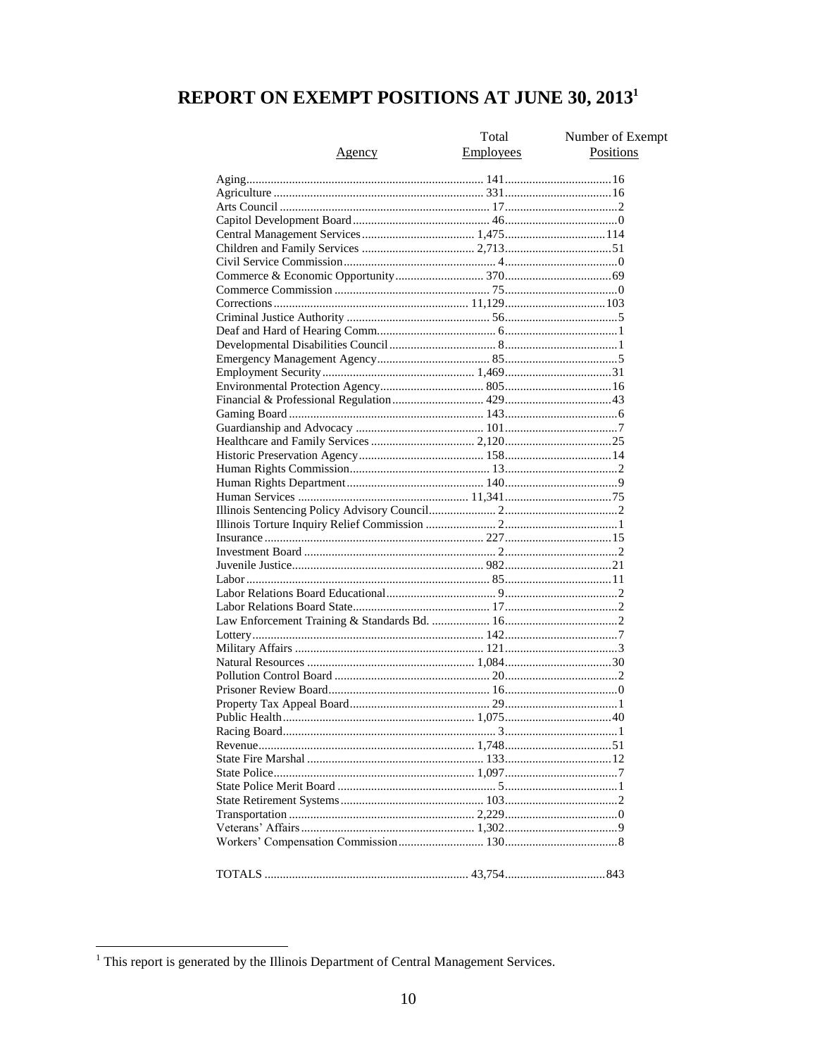# REPORT ON EXEMPT POSITIONS AT JUNE 30, 2013[1]

| Agency | Total Employees | Number of Exempt Positions |
|---|---|---|
| Aging | 141 | 16 |
| Agriculture | 331 | 16 |
| Arts Council | 17 | 2 |
| Capitol Development Board | 46 | 0 |
| Central Management Services | 1,475 | 114 |
| Children and Family Services | 2,713 | 51 |
| Civil Service Commission | 4 | 0 |
| Commerce & Economic Opportunity | 370 | 69 |
| Commerce Commission | 75 | 0 |
| Corrections | 11,129 | 103 |
| Criminal Justice Authority | 56 | 5 |
| Deaf and Hard of Hearing Comm. | 6 | 1 |
| Developmental Disabilities Council | 8 | 1 |
| Emergency Management Agency | 85 | 5 |
| Employment Security | 1,469 | 31 |
| Environmental Protection Agency | 805 | 16 |
| Financial & Professional Regulation | 429 | 43 |
| Gaming Board | 143 | 6 |
| Guardianship and Advocacy | 101 | 7 |
| Healthcare and Family Services | 2,120 | 25 |
| Historic Preservation Agency | 158 | 14 |
| Human Rights Commission | 13 | 2 |
| Human Rights Department | 140 | 9 |
| Human Services | 11,341 | 75 |
| Illinois Sentencing Policy Advisory Council | 2 | 2 |
| Illinois Torture Inquiry Relief Commission | 2 | 1 |
| Insurance | 227 | 15 |
| Investment Board | 2 | 2 |
| Juvenile Justice | 982 | 21 |
| Labor | 85 | 11 |
| Labor Relations Board Educational | 9 | 2 |
| Labor Relations Board State | 17 | 2 |
| Law Enforcement Training & Standards Bd. | 16 | 2 |
| Lottery | 142 | 7 |
| Military Affairs | 121 | 3 |
| Natural Resources | 1,084 | 30 |
| Pollution Control Board | 20 | 2 |
| Prisoner Review Board | 16 | 0 |
| Property Tax Appeal Board | 29 | 1 |
| Public Health | 1,075 | 40 |
| Racing Board | 3 | 1 |
| Revenue | 1,748 | 51 |
| State Fire Marshal | 133 | 12 |
| State Police | 1,097 | 7 |
| State Police Merit Board | 5 | 1 |
| State Retirement Systems | 103 | 2 |
| Transportation | 2,229 | 0 |
| Veterans' Affairs | 1,302 | 9 |
| Workers' Compensation Commission | 130 | 8 |
| TOTALS | 43,754 | 843 |

[1] This report is generated by the Illinois Department of Central Management Services.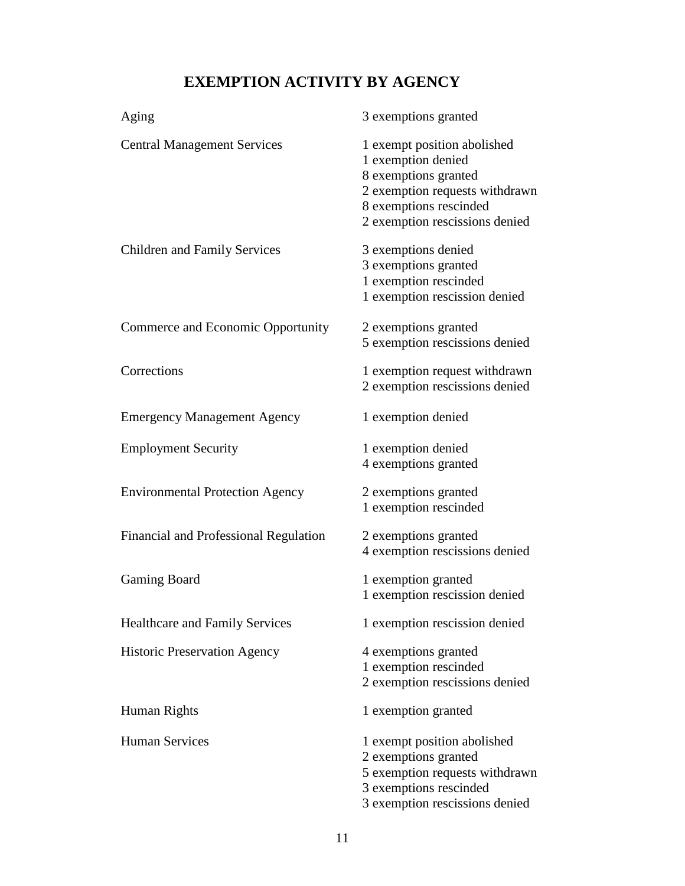# EXEMPTION ACTIVITY BY AGENCY

| Agency | Activity |
|---|---|
| Aging | 3 exemptions granted |
| Central Management Services | 1 exempt position abolished<br>1 exemption denied<br>8 exemptions granted<br>2 exemption requests withdrawn<br>8 exemptions rescinded<br>2 exemption rescissions denied |
| Children and Family Services | 3 exemptions denied<br>3 exemptions granted<br>1 exemption rescinded<br>1 exemption rescission denied |
| Commerce and Economic Opportunity | 2 exemptions granted<br>5 exemption rescissions denied |
| Corrections | 1 exemption request withdrawn<br>2 exemption rescissions denied |
| Emergency Management Agency | 1 exemption denied |
| Employment Security | 1 exemption denied<br>4 exemptions granted |
| Environmental Protection Agency | 2 exemptions granted<br>1 exemption rescinded |
| Financial and Professional Regulation | 2 exemptions granted<br>4 exemption rescissions denied |
| Gaming Board | 1 exemption granted<br>1 exemption rescission denied |
| Healthcare and Family Services | 1 exemption rescission denied |
| Historic Preservation Agency | 4 exemptions granted<br>1 exemption rescinded<br>2 exemption rescissions denied |
| Human Rights | 1 exemption granted |
| Human Services | 1 exempt position abolished<br>2 exemptions granted<br>5 exemption requests withdrawn<br>3 exemptions rescinded<br>3 exemption rescissions denied |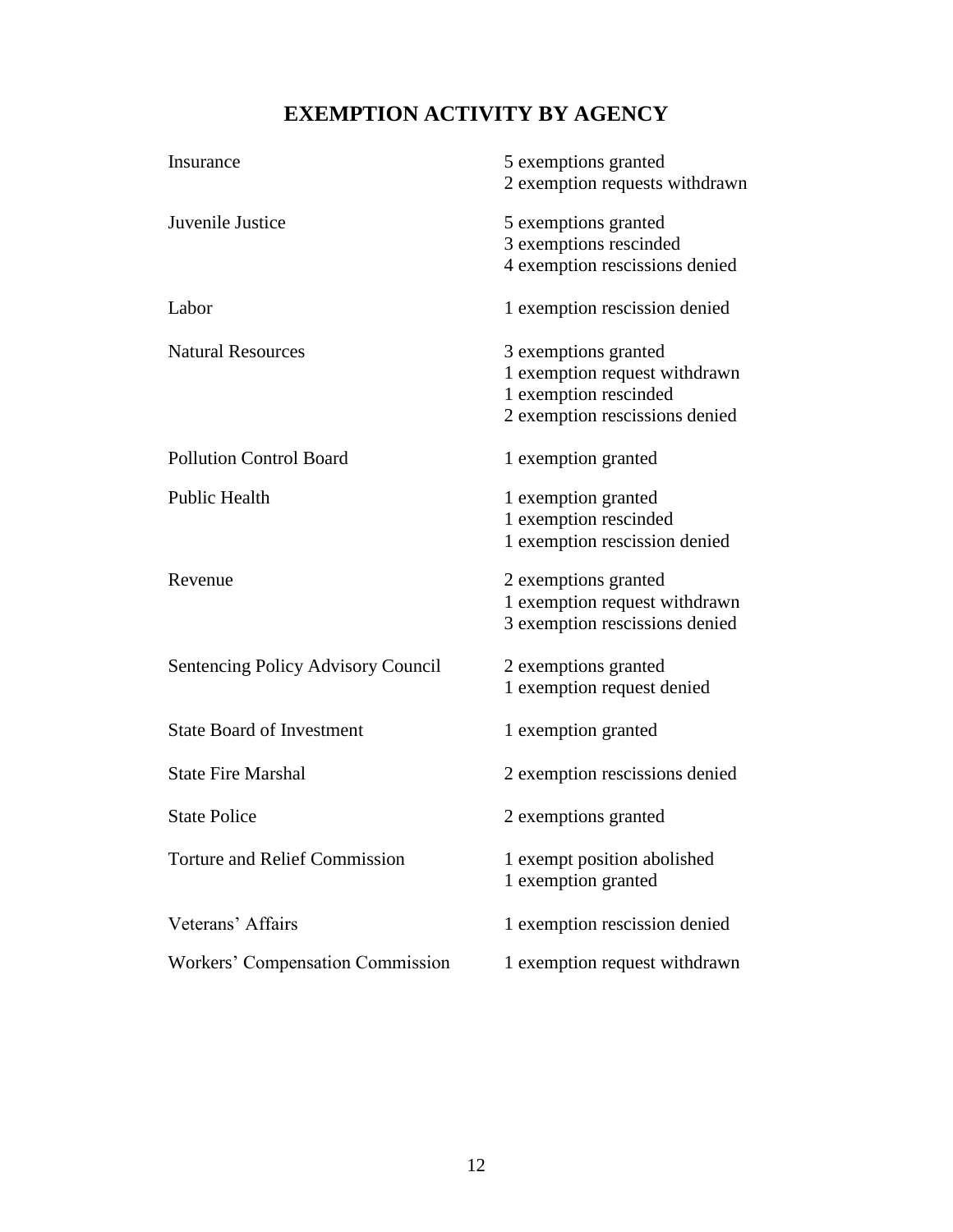# EXEMPTION ACTIVITY BY AGENCY

| Agency | Activity |
|---|---|
| Insurance | 5 exemptions granted<br>2 exemption requests withdrawn |
| Juvenile Justice | 5 exemptions granted<br>3 exemptions rescinded<br>4 exemption rescissions denied |
| Labor | 1 exemption rescission denied |
| Natural Resources | 3 exemptions granted<br>1 exemption request withdrawn<br>1 exemption rescinded<br>2 exemption rescissions denied |
| Pollution Control Board | 1 exemption granted |
| Public Health | 1 exemption granted<br>1 exemption rescinded<br>1 exemption rescission denied |
| Revenue | 2 exemptions granted<br>1 exemption request withdrawn<br>3 exemption rescissions denied |
| Sentencing Policy Advisory Council | 2 exemptions granted<br>1 exemption request denied |
| State Board of Investment | 1 exemption granted |
| State Fire Marshal | 2 exemption rescissions denied |
| State Police | 2 exemptions granted |
| Torture and Relief Commission | 1 exempt position abolished<br>1 exemption granted |
| Veterans' Affairs | 1 exemption rescission denied |
| Workers' Compensation Commission | 1 exemption request withdrawn |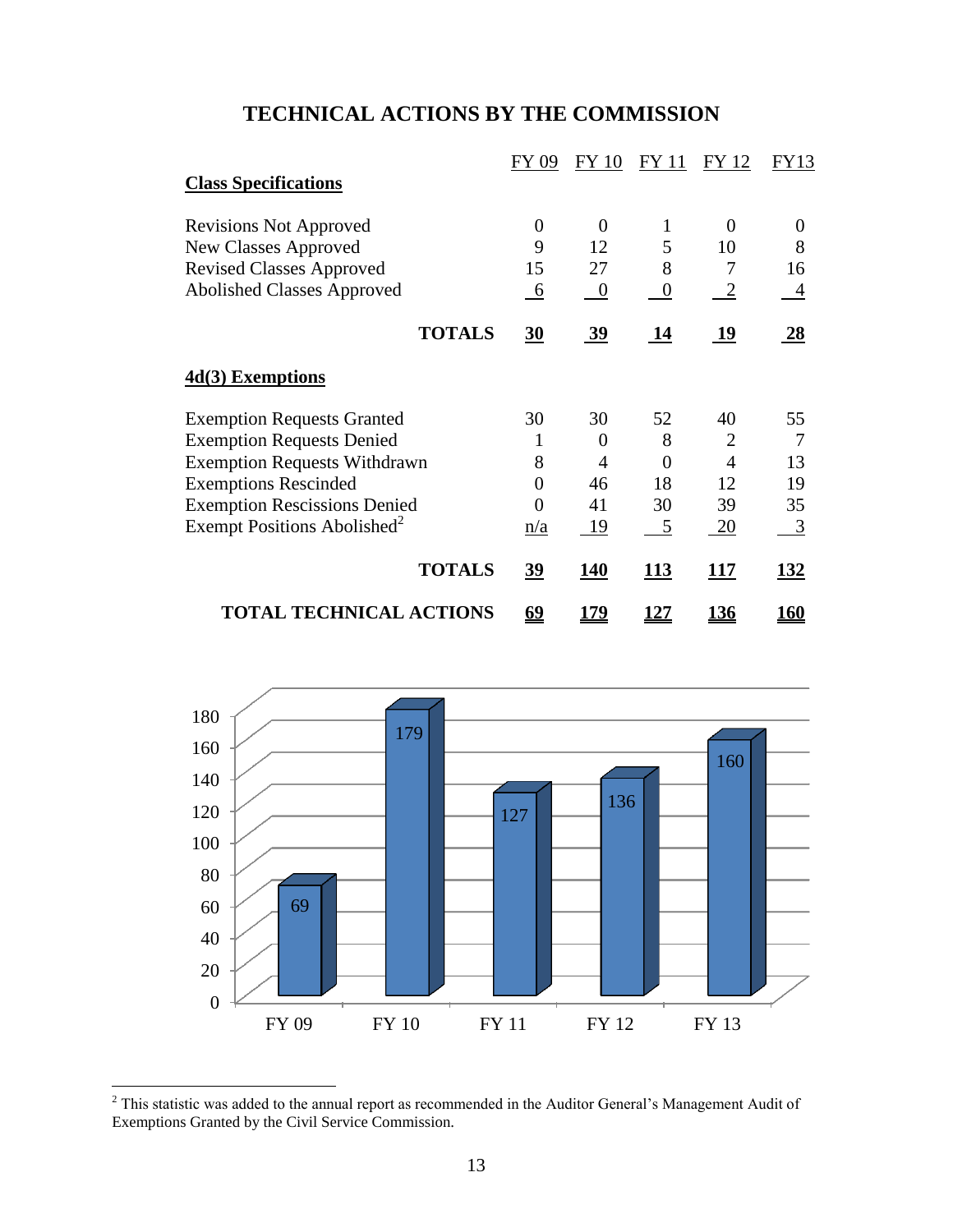# TECHNICAL ACTIONS BY THE COMMISSION

| | FY 09 | FY 10 | FY 11 | FY 12 | FY13 |
|---|---|---|---|---|---|
| **Class Specifications** | | | | | |
| Revisions Not Approved | 0 | 0 | 1 | 0 | 0 |
| New Classes Approved | 9 | 12 | 5 | 10 | 8 |
| Revised Classes Approved | 15 | 27 | 8 | 7 | 16 |
| Abolished Classes Approved | 6 | 0 | 0 | 2 | 4 |
| **TOTALS** | **30** | **39** | **14** | **19** | **28** |
| **4d(3) Exemptions** | | | | | |
| Exemption Requests Granted | 30 | 30 | 52 | 40 | 55 |
| Exemption Requests Denied | 1 | 0 | 8 | 2 | 7 |
| Exemption Requests Withdrawn | 8 | 4 | 0 | 4 | 13 |
| Exemptions Rescinded | 0 | 46 | 18 | 12 | 19 |
| Exemption Rescissions Denied | 0 | 41 | 30 | 39 | 35 |
| Exempt Positions Abolished[2] | n/a | 19 | 5 | 20 | 3 |
| **TOTALS** | **39** | **140** | **113** | **117** | **132** |
| **TOTAL TECHNICAL ACTIONS** | **69** | **179** | **127** | **136** | **160** |

| | FY 09 | FY 10 | FY 11 | FY 12 | FY 13 |
|---|---|---|---|---|---|
| Total Technical Actions | 69 | 179 | 127 | 136 | 160 |

[2] This statistic was added to the annual report as recommended in the Auditor General's Management Audit of Exemptions Granted by the Civil Service Commission.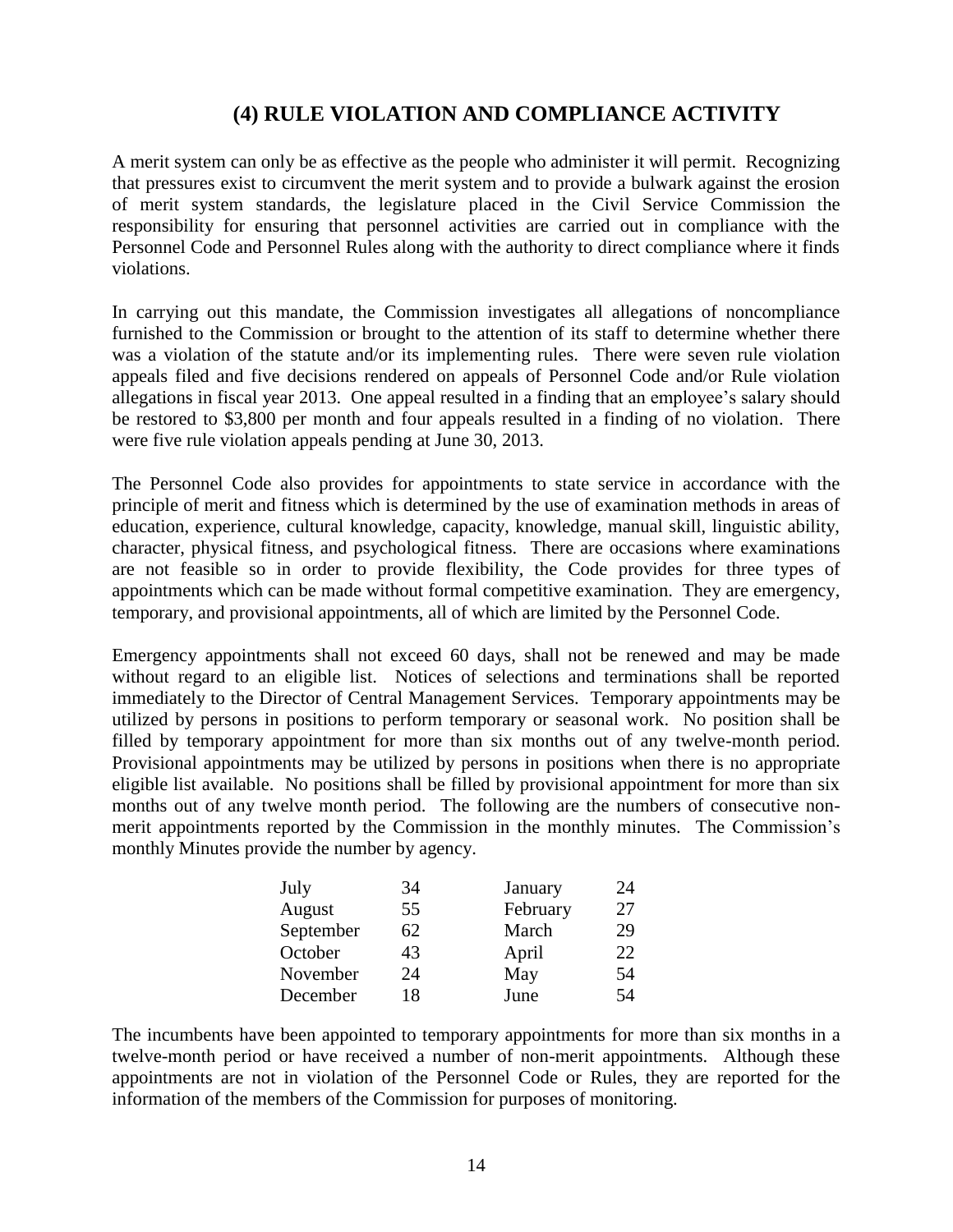## (4) RULE VIOLATION AND COMPLIANCE ACTIVITY

A merit system can only be as effective as the people who administer it will permit. Recognizing that pressures exist to circumvent the merit system and to provide a bulwark against the erosion of merit system standards, the legislature placed in the Civil Service Commission the responsibility for ensuring that personnel activities are carried out in compliance with the Personnel Code and Personnel Rules along with the authority to direct compliance where it finds violations.

In carrying out this mandate, the Commission investigates all allegations of noncompliance furnished to the Commission or brought to the attention of its staff to determine whether there was a violation of the statute and/or its implementing rules. There were seven rule violation appeals filed and five decisions rendered on appeals of Personnel Code and/or Rule violation allegations in fiscal year 2013. One appeal resulted in a finding that an employee's salary should be restored to $3,800 per month and four appeals resulted in a finding of no violation. There were five rule violation appeals pending at June 30, 2013.

The Personnel Code also provides for appointments to state service in accordance with the principle of merit and fitness which is determined by the use of examination methods in areas of education, experience, cultural knowledge, capacity, knowledge, manual skill, linguistic ability, character, physical fitness, and psychological fitness. There are occasions where examinations are not feasible so in order to provide flexibility, the Code provides for three types of appointments which can be made without formal competitive examination. They are emergency, temporary, and provisional appointments, all of which are limited by the Personnel Code.

Emergency appointments shall not exceed 60 days, shall not be renewed and may be made without regard to an eligible list. Notices of selections and terminations shall be reported immediately to the Director of Central Management Services. Temporary appointments may be utilized by persons in positions to perform temporary or seasonal work. No position shall be filled by temporary appointment for more than six months out of any twelve-month period. Provisional appointments may be utilized by persons in positions when there is no appropriate eligible list available. No positions shall be filled by provisional appointment for more than six months out of any twelve month period. The following are the numbers of consecutive non-merit appointments reported by the Commission in the monthly minutes. The Commission's monthly Minutes provide the number by agency.

| Month | Number | Month | Number |
|---|---|---|---|
| July | 34 | January | 24 |
| August | 55 | February | 27 |
| September | 62 | March | 29 |
| October | 43 | April | 22 |
| November | 24 | May | 54 |
| December | 18 | June | 54 |

The incumbents have been appointed to temporary appointments for more than six months in a twelve-month period or have received a number of non-merit appointments. Although these appointments are not in violation of the Personnel Code or Rules, they are reported for the information of the members of the Commission for purposes of monitoring.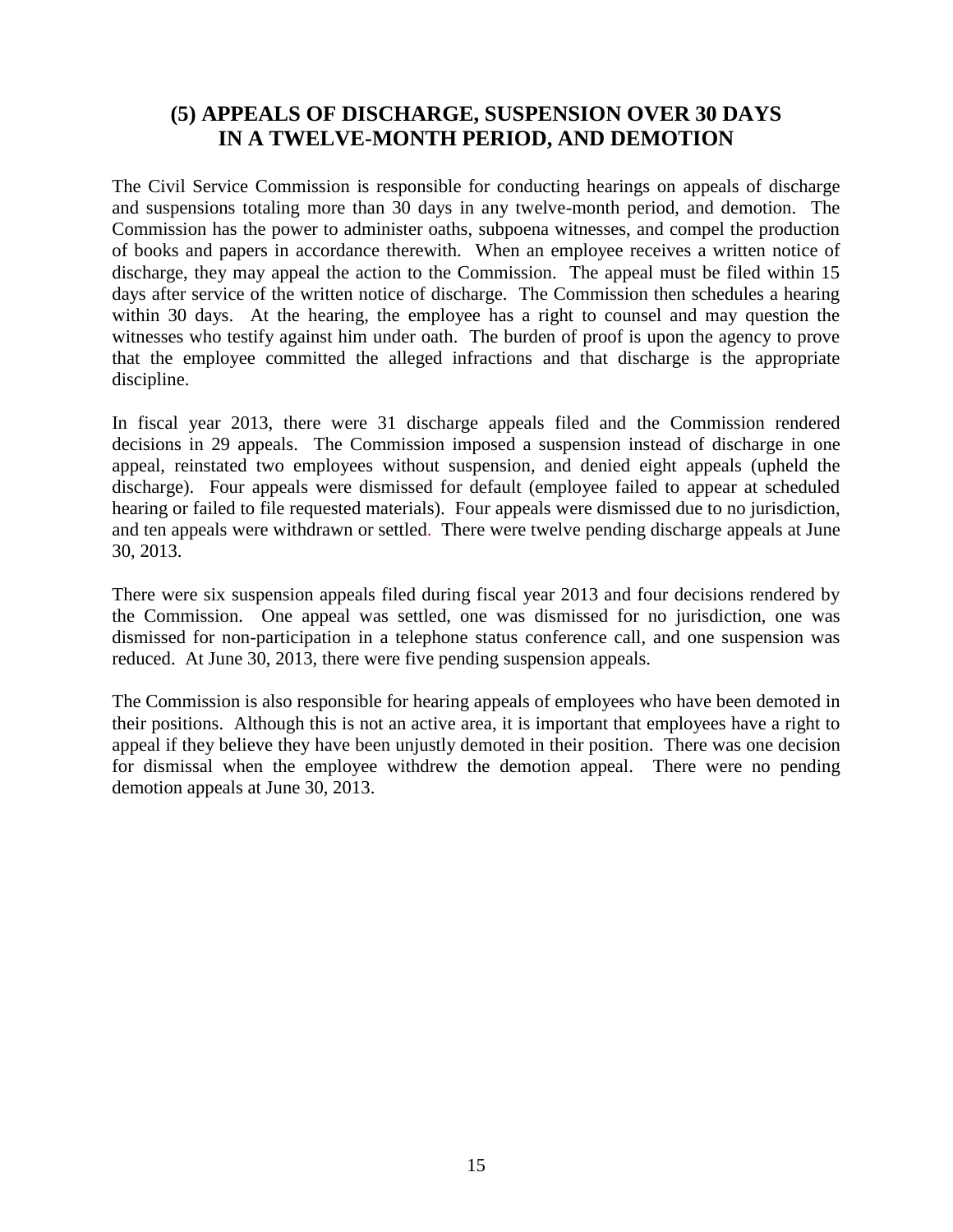## (5) APPEALS OF DISCHARGE, SUSPENSION OVER 30 DAYS IN A TWELVE-MONTH PERIOD, AND DEMOTION

The Civil Service Commission is responsible for conducting hearings on appeals of discharge and suspensions totaling more than 30 days in any twelve-month period, and demotion. The Commission has the power to administer oaths, subpoena witnesses, and compel the production of books and papers in accordance therewith. When an employee receives a written notice of discharge, they may appeal the action to the Commission. The appeal must be filed within 15 days after service of the written notice of discharge. The Commission then schedules a hearing within 30 days. At the hearing, the employee has a right to counsel and may question the witnesses who testify against him under oath. The burden of proof is upon the agency to prove that the employee committed the alleged infractions and that discharge is the appropriate discipline.

In fiscal year 2013, there were 31 discharge appeals filed and the Commission rendered decisions in 29 appeals. The Commission imposed a suspension instead of discharge in one appeal, reinstated two employees without suspension, and denied eight appeals (upheld the discharge). Four appeals were dismissed for default (employee failed to appear at scheduled hearing or failed to file requested materials). Four appeals were dismissed due to no jurisdiction, and ten appeals were withdrawn or settled. There twelve pending discharge appeals at June 30, 2013.

There were six suspension appeals filed during fiscal year 2013 and four decisions rendered by the Commission. One appeal was settled, one was dismissed for no jurisdiction, one was dismissed for non-participation in a telephone status conference call, and one suspension was reduced. At June 30, 2013, there were five pending suspension appeals.

The Commission is also responsible for hearing appeals of employees who have been demoted in their positions. Although this is not an active area, it is important that employees have a right to appeal if they believe they have been unjustly demoted in their position. There was one decision for dismissal when the employee withdrew the demotion appeal. There were no pending demotion appeals at June 30, 2013.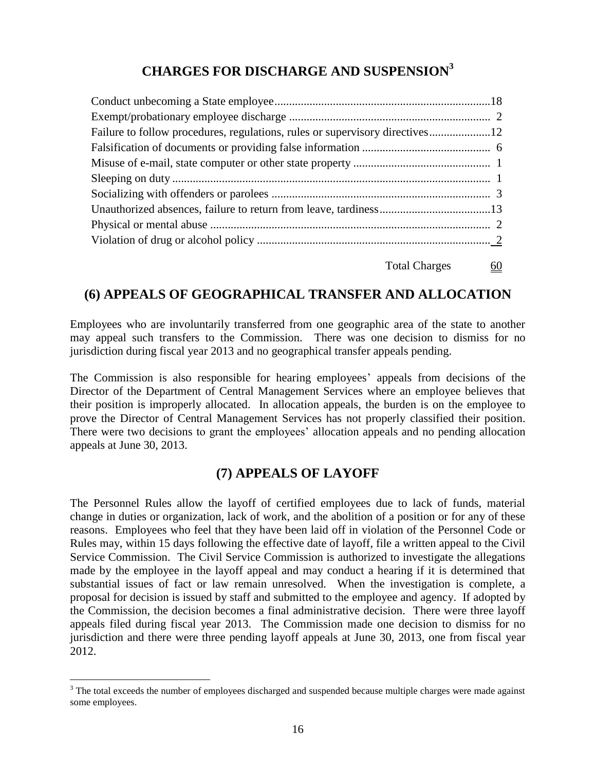## CHARGES FOR DISCHARGE AND SUSPENSION[3]

| Charge | Number |
|---|---|
| Conduct unbecoming a State employee | 18 |
| Exempt/probationary employee discharge | 2 |
| Failure to follow procedures, regulations, rules or supervisory directives | 12 |
| Falsification of documents or providing false information | 6 |
| Misuse of e-mail, state computer or other state property | 1 |
| Sleeping on duty | 1 |
| Socializing with offenders or parolees | 3 |
| Unauthorized absences, failure to return from leave, tardiness | 13 |
| Physical or mental abuse | 2 |
| Violation of drug or alcohol policy | 2 |
| Total Charges | 60 |

## (6) APPEALS OF GEOGRAPHICAL TRANSFER AND ALLOCATION

Employees who are involuntarily transferred from one geographic area of the state to another may appeal such transfers to the Commission. There was one decision to dismiss for no jurisdiction during fiscal year 2013 and no geographical transfer appeals pending.

The Commission is also responsible for hearing employees' appeals from decisions of the Director of the Department of Central Management Services where an employee believes that their position is improperly allocated. In allocation appeals, the burden is on the employee to prove the Director of Central Management Services has not properly classified their position. There were two decisions to grant the employees' allocation appeals and no pending allocation appeals at June 30, 2013.

## (7) APPEALS OF LAYOFF

The Personnel Rules allow the layoff of certified employees due to lack of funds, material change in duties or organization, lack of work, and the abolition of a position or for any of these reasons. Employees who feel that they have been laid off in violation of the Personnel Code or Rules may, within 15 days following the effective date of layoff, file a written appeal to the Civil Service Commission. The Civil Service Commission is authorized to investigate the allegations made by the employee in the layoff appeal and may conduct a hearing if it is determined that substantial issues of fact or law remain unresolved. When the investigation is complete, a proposal for decision is issued by staff and submitted to the employee and agency. If adopted by the Commission, the decision becomes a final administrative decision. There were three layoff appeals filed during fiscal year 2013. The Commission made one decision to dismiss for no jurisdiction and there were three pending layoff appeals at June 30, 2013, one from fiscal year 2012.

[3] The total exceeds the number of employees discharged and suspended because multiple charges were made against some employees.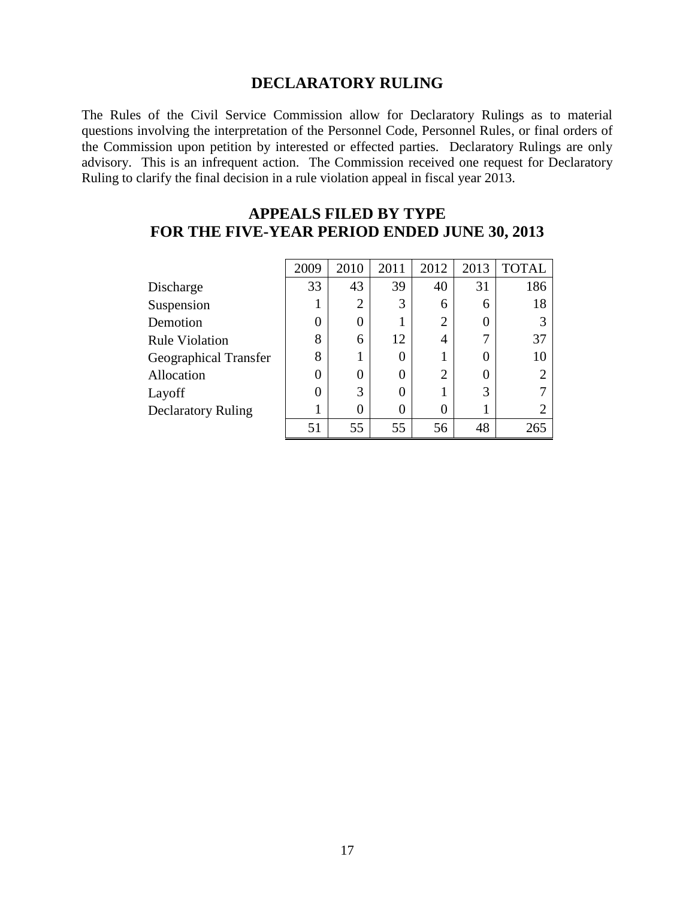## DECLARATORY RULING

The Rules of the Civil Service Commission allow for Declaratory Rulings as to material questions involving the interpretation of the Personnel Code, Personnel Rules, or final orders of the Commission upon petition by interested or effected parties. Declaratory Rulings are only advisory. This is an infrequent action. The Commission received one request for Declaratory Ruling to clarify the final decision in a rule violation appeal in fiscal year 2013.

## APPEALS FILED BY TYPE
## FOR THE FIVE-YEAR PERIOD ENDED JUNE 30, 2013

| | 2009 | 2010 | 2011 | 2012 | 2013 | TOTAL |
|---|---|---|---|---|---|---|
| Discharge | 33 | 43 | 39 | 40 | 31 | 186 |
| Suspension | 1 | 2 | 3 | 6 | 6 | 18 |
| Demotion | 0 | 0 | 1 | 2 | 0 | 3 |
| Rule Violation | 8 | 6 | 12 | 4 | 7 | 37 |
| Geographical Transfer | 8 | 1 | 0 | 1 | 0 | 10 |
| Allocation | 0 | 0 | 0 | 2 | 0 | 2 |
| Layoff | 0 | 3 | 0 | 1 | 3 | 7 |
| Declaratory Ruling | 1 | 0 | 0 | 0 | 1 | 2 |
| | 51 | 55 | 55 | 56 | 48 | 265 |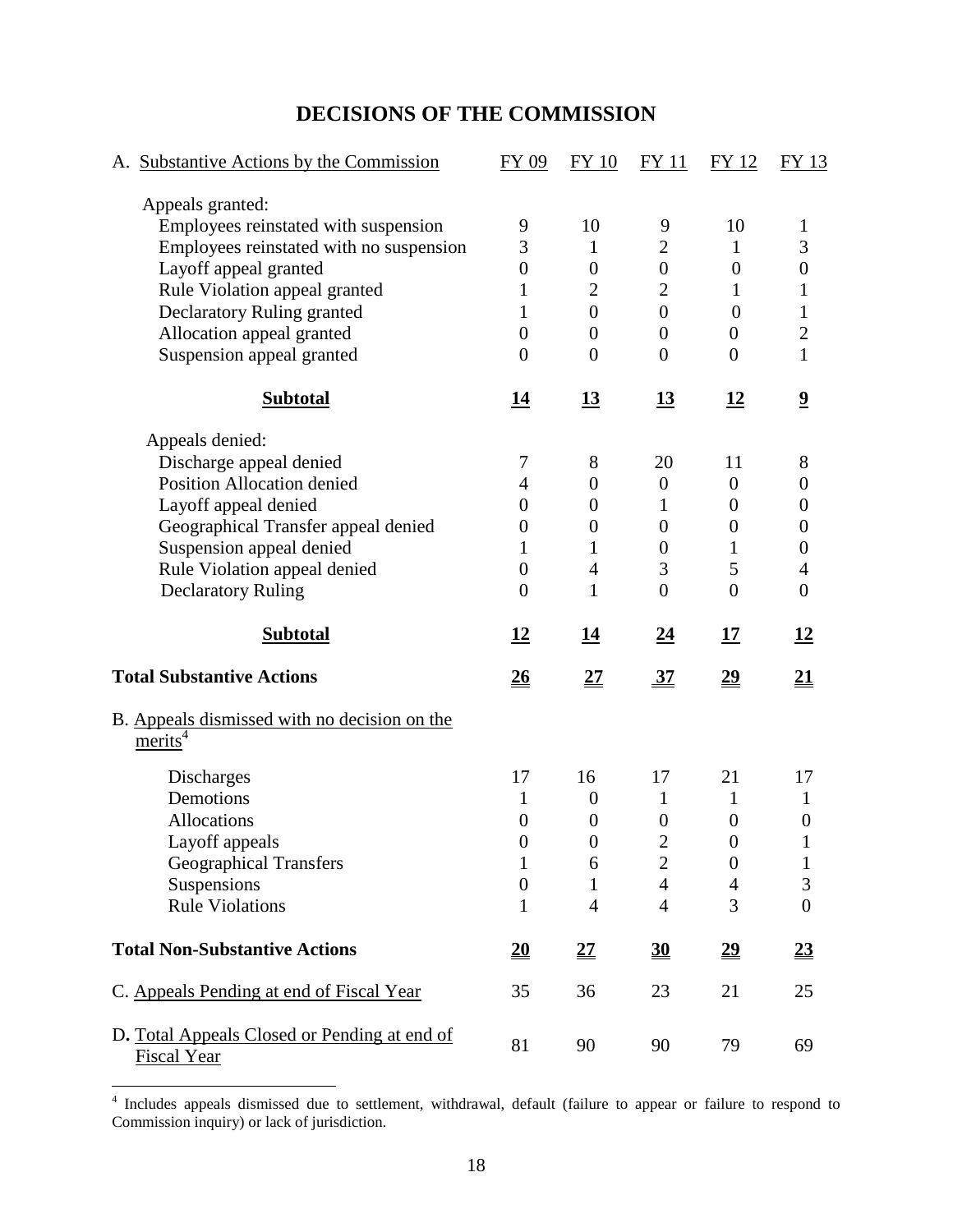# DECISIONS OF THE COMMISSION

| A. Substantive Actions by the Commission | FY 09 | FY 10 | FY 11 | FY 12 | FY 13 |
|---|---|---|---|---|---|
| Appeals granted: | | | | | |
| Employees reinstated with suspension | 9 | 10 | 9 | 10 | 1 |
| Employees reinstated with no suspension | 3 | 1 | 2 | 1 | 3 |
| Layoff appeal granted | 0 | 0 | 0 | 0 | 0 |
| Rule Violation appeal granted | 1 | 2 | 2 | 1 | 1 |
| Declaratory Ruling granted | 1 | 0 | 0 | 0 | 1 |
| Allocation appeal granted | 0 | 0 | 0 | 0 | 2 |
| Suspension appeal granted | 0 | 0 | 0 | 0 | 1 |
| **Subtotal** | **14** | **13** | **13** | **12** | **9** |
| Appeals denied: | | | | | |
| Discharge appeal denied | 7 | 8 | 20 | 11 | 8 |
| Position Allocation denied | 4 | 0 | 0 | 0 | 0 |
| Layoff appeal denied | 0 | 0 | 1 | 0 | 0 |
| Geographical Transfer appeal denied | 0 | 0 | 0 | 0 | 0 |
| Suspension appeal denied | 1 | 1 | 0 | 1 | 0 |
| Rule Violation appeal denied | 0 | 4 | 3 | 5 | 4 |
| Declaratory Ruling | 0 | 1 | 0 | 0 | 0 |
| **Subtotal** | **12** | **14** | **24** | **17** | **12** |
| **Total Substantive Actions** | **26** | **27** | **37** | **29** | **21** |
| B. Appeals dismissed with no decision on the merits[4] | | | | | |
| Discharges | 17 | 16 | 17 | 21 | 17 |
| Demotions | 1 | 0 | 1 | 1 | 1 |
| Allocations | 0 | 0 | 0 | 0 | 0 |
| Layoff appeals | 0 | 0 | 2 | 0 | 1 |
| Geographical Transfers | 1 | 6 | 2 | 0 | 1 |
| Suspensions | 0 | 1 | 4 | 4 | 3 |
| Rule Violations | 1 | 4 | 4 | 3 | 0 |
| **Total Non-Substantive Actions** | **20** | **27** | **30** | **29** | **23** |
| C. Appeals Pending at end of Fiscal Year | 35 | 36 | 23 | 21 | 25 |
| D. Total Appeals Closed or Pending at end of Fiscal Year | 81 | 90 | 90 | 79 | 69 |

[4] Includes appeals dismissed due to settlement, withdrawal, default (failure to appear or failure to respond to Commission inquiry) or lack of jurisdiction.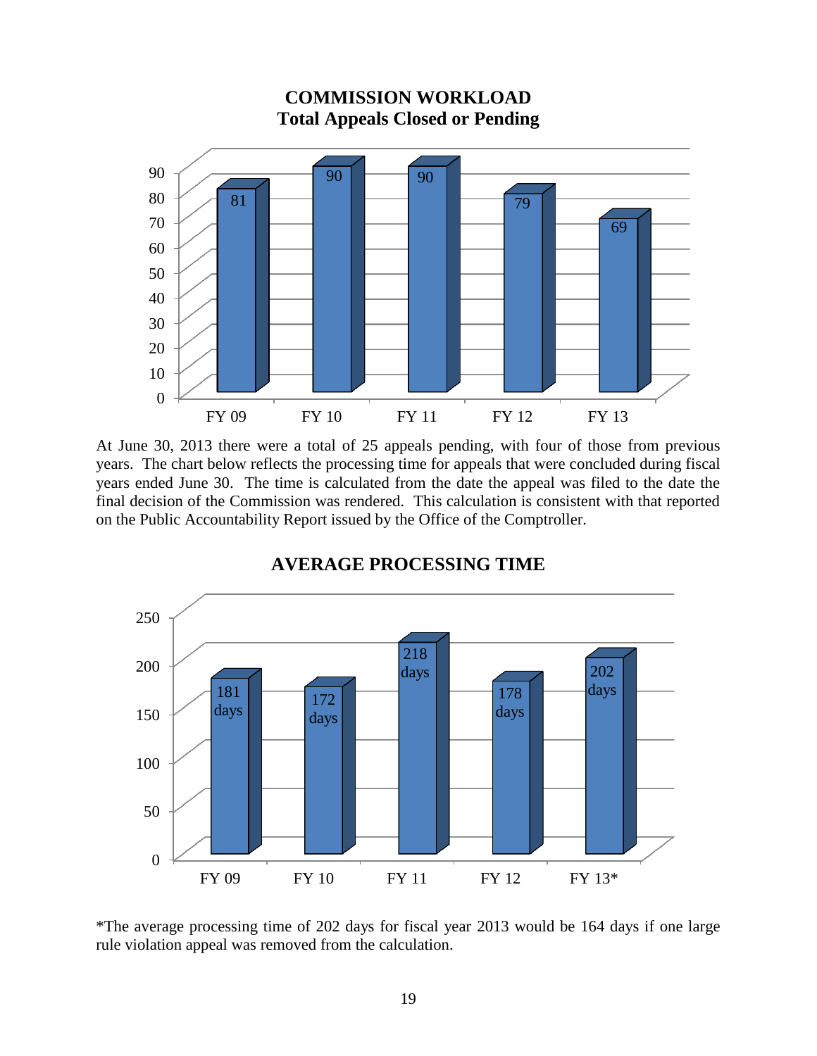**COMMISSION WORKLOAD**
**Total Appeals Closed or Pending**

| FY 09 | FY 10 | FY 11 | FY 12 | FY 13 |
|---|---|---|---|---|
| 81 | 90 | 90 | 79 | 69 |

At June 30, 2013 there were a total of 25 appeals pending, with four of those from previous years. The chart below reflects the processing time for appeals that were concluded during fiscal years ended June 30. The time is calculated from the date the appeal was filed to the date the final decision of the Commission was rendered. This calculation is consistent with that reported on the Public Accountability Report issued by the Office of the Comptroller.

**AVERAGE PROCESSING TIME**

| FY 09 | FY 10 | FY 11 | FY 12 | FY 13* |
|---|---|---|---|---|
| 181 days | 172 days | 218 days | 178 days | 202 days |

*The average processing time of 202 days for fiscal year 2013 would be 164 days if one large rule violation appeal was removed from the calculation.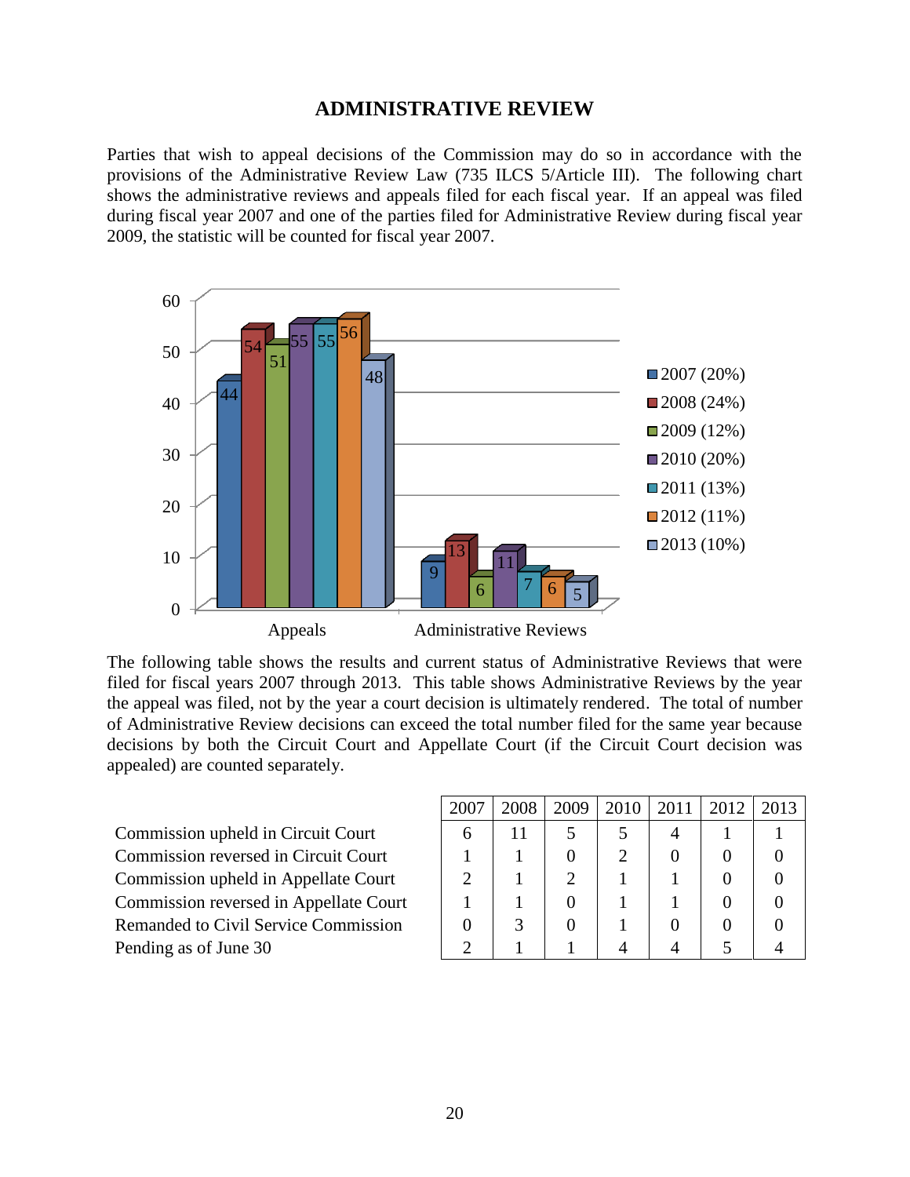# ADMINISTRATIVE REVIEW

Parties that wish to appeal decisions of the Commission may do so in accordance with the provisions of the Administrative Review Law (735 ILCS 5/Article III). The following chart shows the administrative reviews and appeals filed for each fiscal year. If an appeal was filed during fiscal year 2007 and one of the parties filed for Administrative Review during fiscal year 2009, the statistic will be counted for fiscal year 2007.

| | 2007 (20%) | 2008 (24%) | 2009 (12%) | 2010 (20%) | 2011 (13%) | 2012 (11%) | 2013 (10%) |
|---|---|---|---|---|---|---|---|
| Appeals | 44 | 54 | 51 | 55 | 55 | 56 | 48 |
| Administrative Reviews | 9 | 13 | 6 | 11 | 7 | 6 | 5 |

The following table shows the results and current status of Administrative Reviews that were filed for fiscal years 2007 through 2013. This table shows Administrative Reviews by the year the appeal was filed, not by the year a court decision is ultimately rendered. The total of number of Administrative Review decisions can exceed the total number filed for the same year because decisions by both the Circuit Court and Appellate Court (if the Circuit Court decision was appealed) are counted separately.

| | 2007 | 2008 | 2009 | 2010 | 2011 | 2012 | 2013 |
|---|---|---|---|---|---|---|---|
| Commission upheld in Circuit Court | 6 | 11 | 5 | 5 | 4 | 1 | 1 |
| Commission reversed in Circuit Court | 1 | 1 | 0 | 2 | 0 | 0 | 0 |
| Commission upheld in Appellate Court | 2 | 1 | 2 | 1 | 1 | 0 | 0 |
| Commission reversed in Appellate Court | 1 | 1 | 0 | 1 | 1 | 0 | 0 |
| Remanded to Civil Service Commission | 0 | 3 | 0 | 1 | 0 | 0 | 0 |
| Pending as of June 30 | 2 | 1 | 1 | 4 | 4 | 5 | 4 |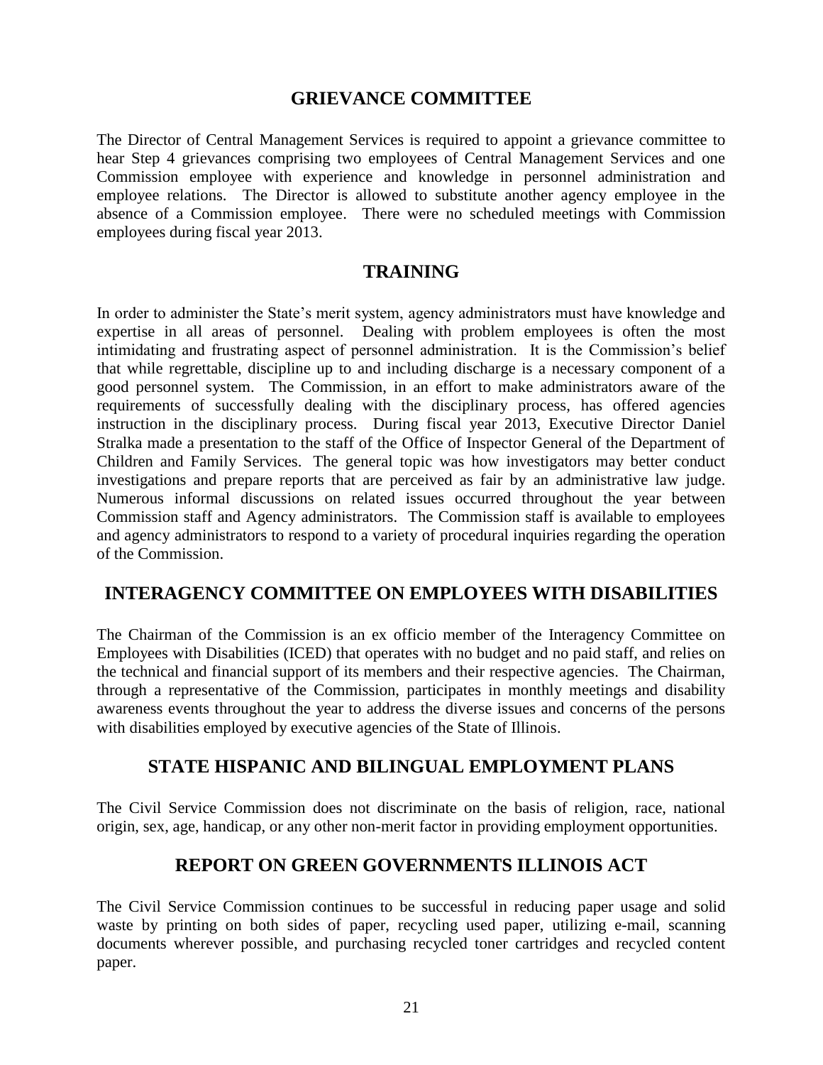## GRIEVANCE COMMITTEE

The Director of Central Management Services is required to appoint a grievance committee to hear Step 4 grievances comprising two employees of Central Management Services and one Commission employee with experience and knowledge in personnel administration and employee relations. The Director is allowed to substitute another agency employee in the absence of a Commission employee. There were no scheduled meetings with Commission employees during fiscal year 2013.

## TRAINING

In order to administer the State's merit system, agency administrators must have knowledge and expertise in all areas of personnel. Dealing with problem employees is often the most intimidating and frustrating aspect of personnel administration. It is the Commission's belief that while regrettable, discipline up to and including discharge is a necessary component of a good personnel system. The Commission, in an effort to make administrators aware of the requirements of successfully dealing with the disciplinary process, has offered agencies instruction in the disciplinary process. During fiscal year 2013, Executive Director Daniel Stralka made a presentation to the staff of the Office of Inspector General of the Department of Children and Family Services. The general topic was how investigators may better conduct investigations and prepare reports that are perceived as fair by an administrative law judge. Numerous informal discussions on related issues occurred throughout the year between Commission staff and Agency administrators. The Commission staff is available to employees and agency administrators to respond to a variety of procedural inquiries regarding the operation of the Commission.

## INTERAGENCY COMMITTEE ON EMPLOYEES WITH DISABILITIES

The Chairman of the Commission is an ex officio member of the Interagency Committee on Employees with Disabilities (ICED) that operates with no budget and no paid staff, and relies on the technical and financial support of its members and their respective agencies. The Chairman, through a representative of the Commission, participates in monthly meetings and disability awareness events throughout the year to address the diverse issues and concerns of the persons with disabilities employed by executive agencies of the State of Illinois.

## STATE HISPANIC AND BILINGUAL EMPLOYMENT PLANS

The Civil Service Commission does not discriminate on the basis of religion, race, national origin, sex, age, handicap, or any other non-merit factor in providing employment opportunities.

## REPORT ON GREEN GOVERNMENTS ILLINOIS ACT

The Civil Service Commission continues to be successful in reducing paper usage and solid waste by printing on both sides of paper, recycling used paper, utilizing e-mail, scanning documents wherever possible, and purchasing recycled toner cartridges and recycled content paper.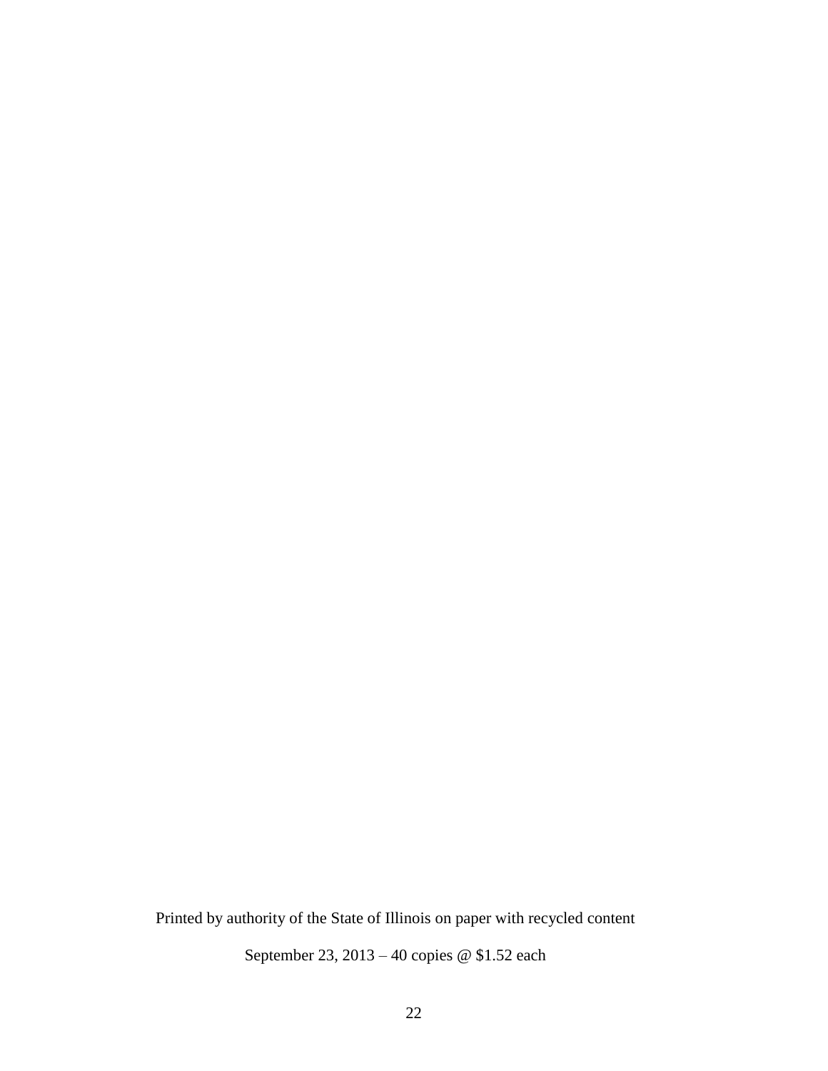Printed by authority of the State of Illinois on paper with recycled content

September 23, 2013 – 40 copies @ $1.52 each